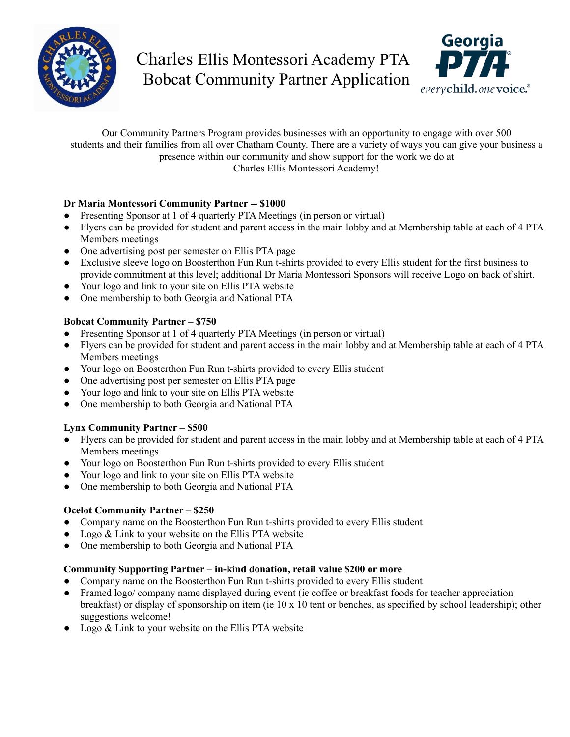# Charles Ellis Montessori Academy PTA
## Bobcat Community Partner Application

Our Community Partners Program provides businesses with an opportunity to engage with over 500 students and their families from all over Chatham County. There are a variety of ways you can give your business a presence within our community and show support for the work we do at Charles Ellis Montessori Academy!

**Dr Maria Montessori Community Partner -- $1000**

- Presenting Sponsor at 1 of 4 quarterly PTA Meetings (in person or virtual)
- Flyers can be provided for student and parent access in the main lobby and at Membership table at each of 4 PTA Members meetings
- One advertising post per semester on Ellis PTA page
- Exclusive sleeve logo on Boosterthon Fun Run t-shirts provided to every Ellis student for the first business to provide commitment at this level; additional Dr Maria Montessori Sponsors will receive Logo on back of shirt.
- Your logo and link to your site on Ellis PTA website
- One membership to both Georgia and National PTA

**Bobcat Community Partner – $750**

- Presenting Sponsor at 1 of 4 quarterly PTA Meetings (in person or virtual)
- Flyers can be provided for student and parent access in the main lobby and at Membership table at each of 4 PTA Members meetings
- Your logo on Boosterthon Fun Run t-shirts provided to every Ellis student
- One advertising post per semester on Ellis PTA page
- Your logo and link to your site on Ellis PTA website
- One membership to both Georgia and National PTA

**Lynx Community Partner – $500**

- Flyers can be provided for student and parent access in the main lobby and at Membership table at each of 4 PTA Members meetings
- Your logo on Boosterthon Fun Run t-shirts provided to every Ellis student
- Your logo and link to your site on Ellis PTA website
- One membership to both Georgia and National PTA

**Ocelot Community Partner – $250**

- Company name on the Boosterthon Fun Run t-shirts provided to every Ellis student
- Logo & Link to your website on the Ellis PTA website
- One membership to both Georgia and National PTA

**Community Supporting Partner – in-kind donation, retail value $200 or more**

- Company name on the Boosterthon Fun Run t-shirts provided to every Ellis student
- Framed logo/ company name displayed during event (ie coffee or breakfast foods for teacher appreciation breakfast) or display of sponsorship on item (ie 10 x 10 tent or benches, as specified by school leadership); other suggestions welcome!
- Logo & Link to your website on the Ellis PTA website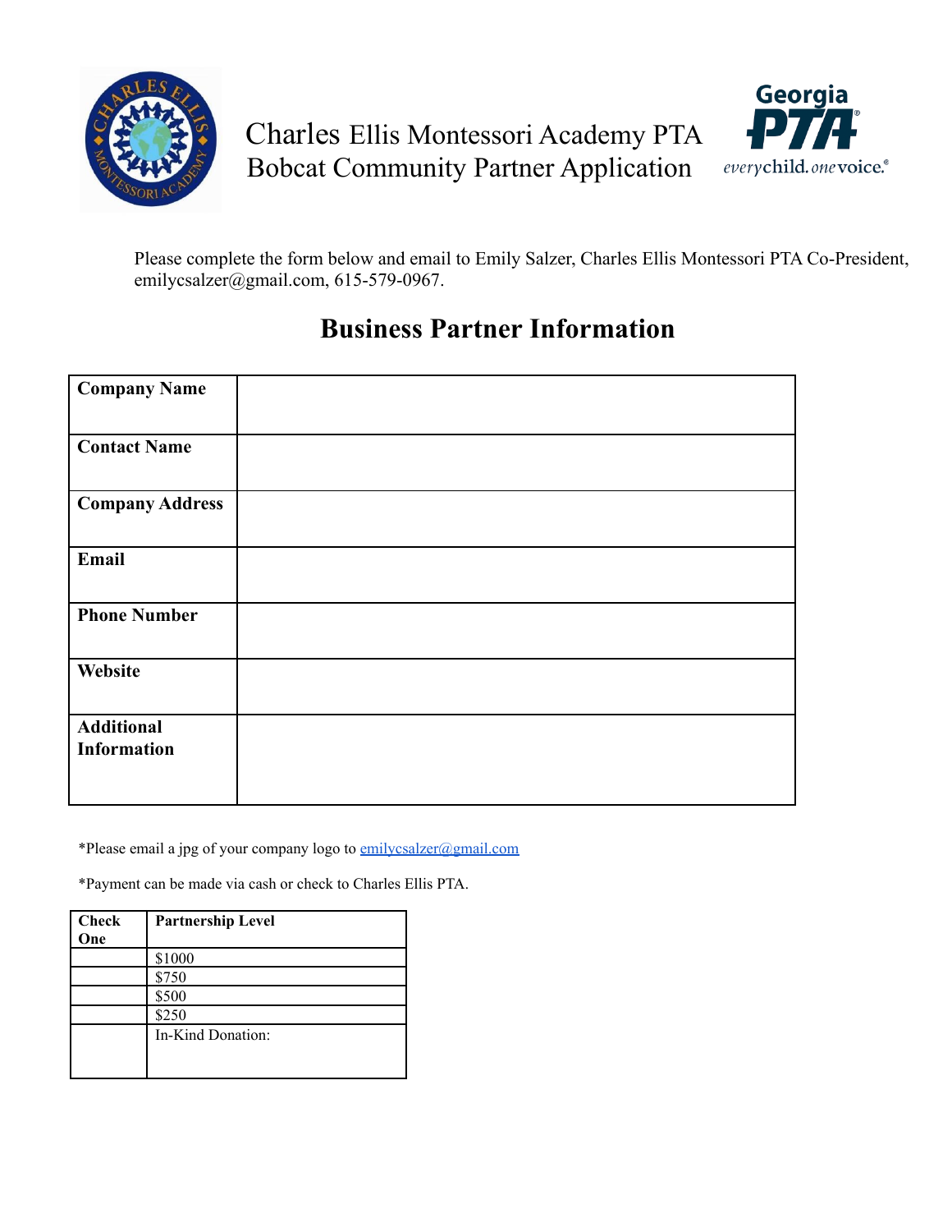Charles Ellis Montessori Academy PTA
Bobcat Community Partner Application

Please complete the form below and email to Emily Salzer, Charles Ellis Montessori PTA Co-President, emilycsalzer@gmail.com, 615-579-0967.

## Business Partner Information

| | |
|---|---|
| **Company Name** | |
| **Contact Name** | |
| **Company Address** | |
| **Email** | |
| **Phone Number** | |
| **Website** | |
| **Additional Information** | |

*Please email a jpg of your company logo to emilycsalzer@gmail.com

*Payment can be made via cash or check to Charles Ellis PTA.

| **Check One** | **Partnership Level** |
|---|---|
| | $1000 |
| | $750 |
| | $500 |
| | $250 |
| | In-Kind Donation: |